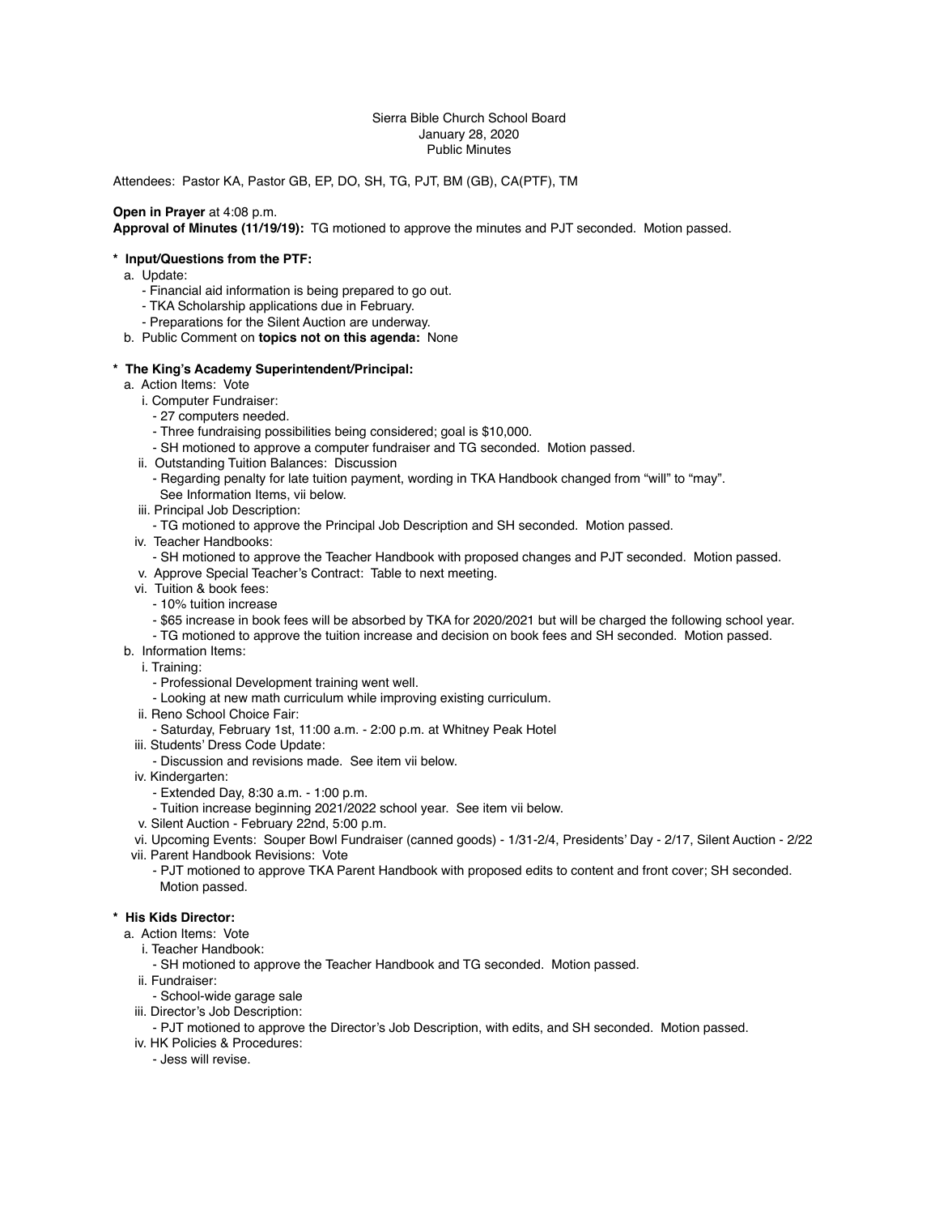Sierra Bible Church School Board
January 28, 2020
Public Minutes

Attendees: Pastor KA, Pastor GB, EP, DO, SH, TG, PJT, BM (GB), CA(PTF), TM

**Open in Prayer** at 4:08 p.m.
**Approval of Minutes (11/19/19):** TG motioned to approve the minutes and PJT seconded. Motion passed.

**\* Input/Questions from the PTF:**

a. Update:
   - Financial aid information is being prepared to go out.
   - TKA Scholarship applications due in February.
   - Preparations for the Silent Auction are underway.

b. Public Comment on **topics not on this agenda:** None

**\* The King's Academy Superintendent/Principal:**

a. Action Items: Vote
   i. Computer Fundraiser:
      - 27 computers needed.
      - Three fundraising possibilities being considered; goal is $10,000.
      - SH motioned to approve a computer fundraiser and TG seconded. Motion passed.

   ii. Outstanding Tuition Balances: Discussion
      - Regarding penalty for late tuition payment, wording in TKA Handbook changed from "will" to "may". See Information Items, vii below.

   iii. Principal Job Description:
      - TG motioned to approve the Principal Job Description and SH seconded. Motion passed.

   iv. Teacher Handbooks:
      - SH motioned to approve the Teacher Handbook with proposed changes and PJT seconded. Motion passed.

   v. Approve Special Teacher's Contract: Table to next meeting.

   vi. Tuition & book fees:
      - 10% tuition increase
      - $65 increase in book fees will be absorbed by TKA for 2020/2021 but will be charged the following school year.
      - TG motioned to approve the tuition increase and decision on book fees and SH seconded. Motion passed.

b. Information Items:
   i. Training:
      - Professional Development training went well.
      - Looking at new math curriculum while improving existing curriculum.

   ii. Reno School Choice Fair:
      - Saturday, February 1st, 11:00 a.m. - 2:00 p.m. at Whitney Peak Hotel

   iii. Students' Dress Code Update:
      - Discussion and revisions made. See item vii below.

   iv. Kindergarten:
      - Extended Day, 8:30 a.m. - 1:00 p.m.
      - Tuition increase beginning 2021/2022 school year. See item vii below.

   v. Silent Auction - February 22nd, 5:00 p.m.

   vi. Upcoming Events: Souper Bowl Fundraiser (canned goods) - 1/31-2/4, Presidents' Day - 2/17, Silent Auction - 2/22

   vii. Parent Handbook Revisions: Vote
      - PJT motioned to approve TKA Parent Handbook with proposed edits to content and front cover; SH seconded. Motion passed.

**\* His Kids Director:**

a. Action Items: Vote
   i. Teacher Handbook:
      - SH motioned to approve the Teacher Handbook and TG seconded. Motion passed.

   ii. Fundraiser:
      - School-wide garage sale

   iii. Director's Job Description:
      - PJT motioned to approve the Director's Job Description, with edits, and SH seconded. Motion passed.

   iv. HK Policies & Procedures:
      - Jess will revise.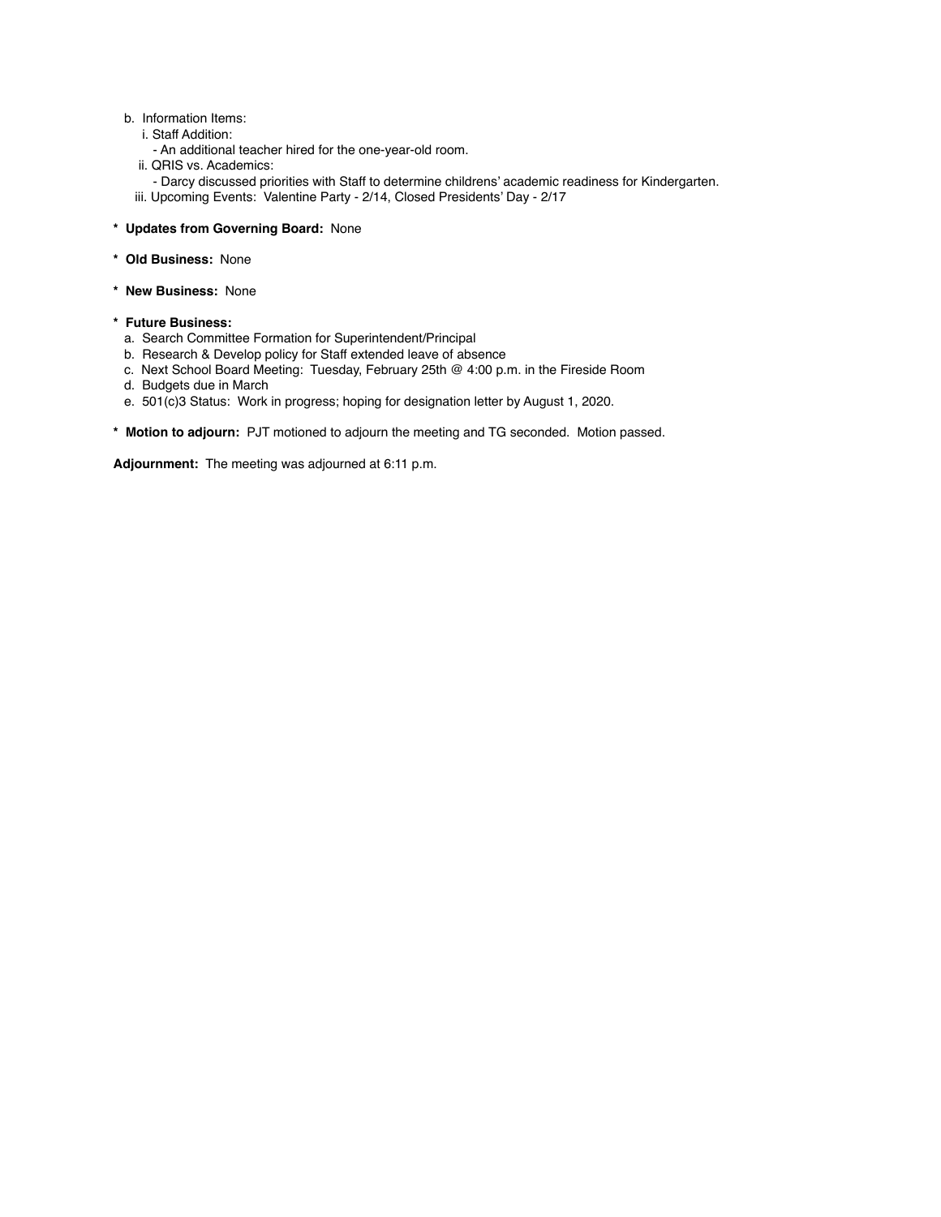b. Information Items:
   i. Staff Addition:
      - An additional teacher hired for the one-year-old room.
   ii. QRIS vs. Academics:
      - Darcy discussed priorities with Staff to determine childrens' academic readiness for Kindergarten.
   iii. Upcoming Events: Valentine Party - 2/14, Closed Presidents' Day - 2/17

\* **Updates from Governing Board:** None

\* **Old Business:** None

\* **New Business:** None

\* **Future Business:**

a. Search Committee Formation for Superintendent/Principal
b. Research & Develop policy for Staff extended leave of absence
c. Next School Board Meeting: Tuesday, February 25th @ 4:00 p.m. in the Fireside Room
d. Budgets due in March
e. 501(c)3 Status: Work in progress; hoping for designation letter by August 1, 2020.

\* **Motion to adjourn:** PJT motioned to adjourn the meeting and TG seconded. Motion passed.

**Adjournment:** The meeting was adjourned at 6:11 p.m.